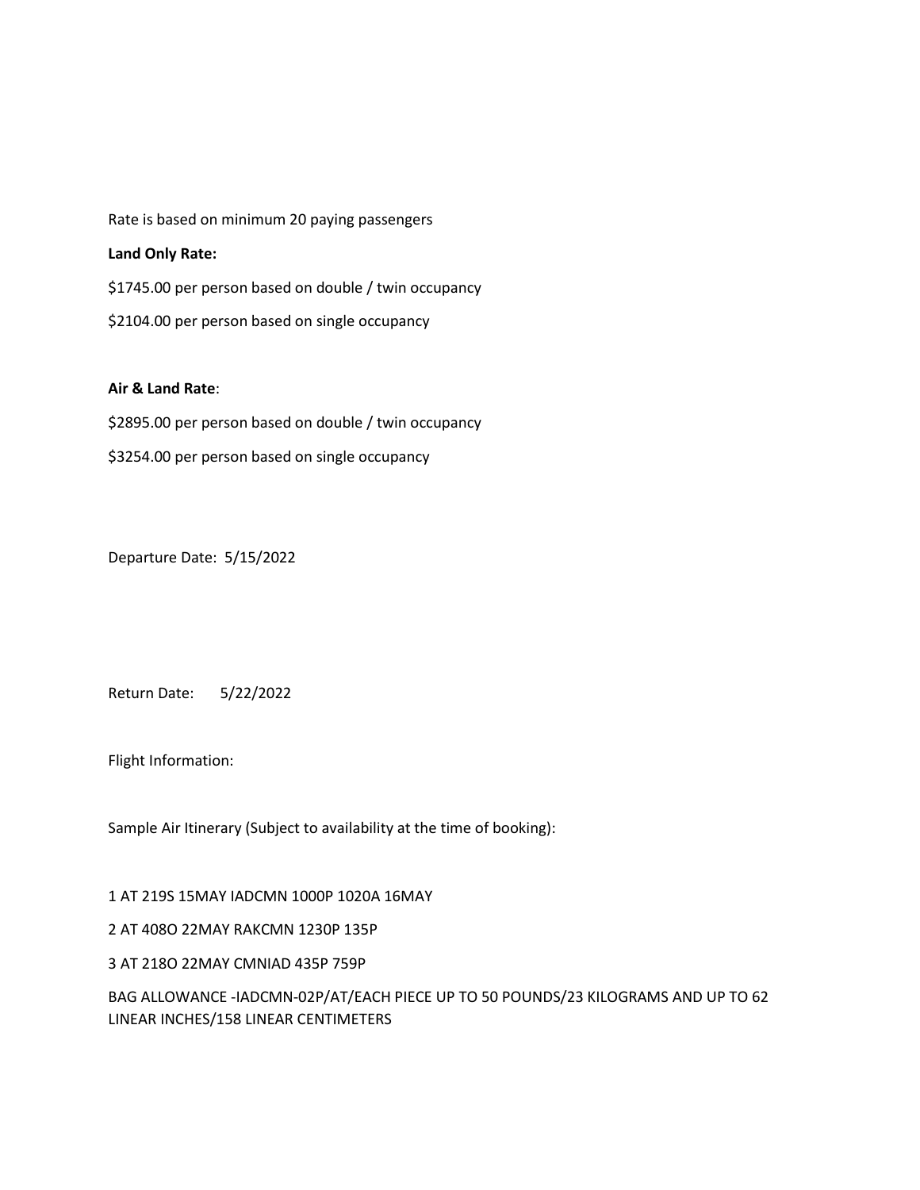Rate is based on minimum 20 paying passengers

**Land Only Rate:**

$1745.00 per person based on double / twin occupancy

$2104.00 per person based on single occupancy

**Air & Land Rate**:

$2895.00 per person based on double / twin occupancy

$3254.00 per person based on single occupancy

Departure Date: 5/15/2022

Return Date: 5/22/2022

Flight Information:

Sample Air Itinerary (Subject to availability at the time of booking):

1 AT 219S 15MAY IADCMN 1000P 1020A 16MAY

2 AT 408O 22MAY RAKCMN 1230P 135P

3 AT 218O 22MAY CMNIAD 435P 759P

BAG ALLOWANCE -IADCMN-02P/AT/EACH PIECE UP TO 50 POUNDS/23 KILOGRAMS AND UP TO 62 LINEAR INCHES/158 LINEAR CENTIMETERS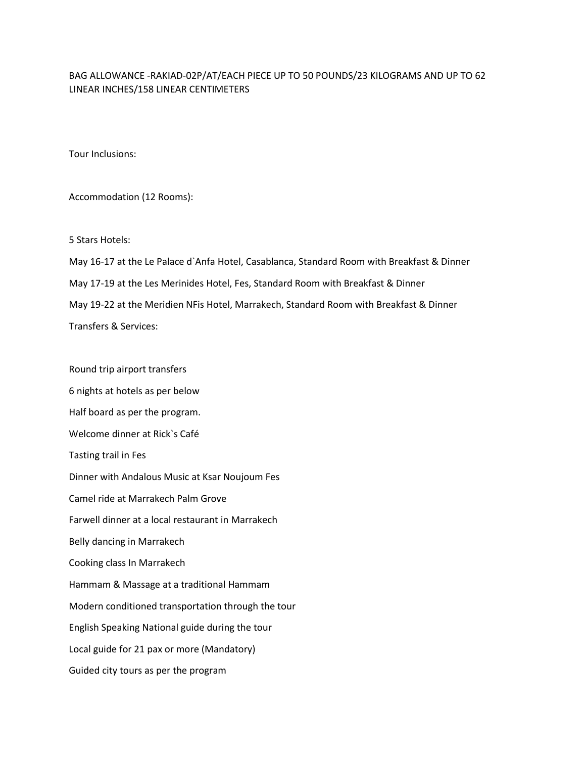BAG ALLOWANCE -RAKIAD-02P/AT/EACH PIECE UP TO 50 POUNDS/23 KILOGRAMS AND UP TO 62 LINEAR INCHES/158 LINEAR CENTIMETERS

Tour Inclusions:

Accommodation (12 Rooms):

5 Stars Hotels:

May 16-17 at the Le Palace d`Anfa Hotel, Casablanca, Standard Room with Breakfast & Dinner

May 17-19 at the Les Merinides Hotel, Fes, Standard Room with Breakfast & Dinner

May 19-22 at the Meridien NFis Hotel, Marrakech, Standard Room with Breakfast & Dinner

Transfers & Services:

Round trip airport transfers

6 nights at hotels as per below

Half board as per the program.

Welcome dinner at Rick`s Café

Tasting trail in Fes

Dinner with Andalous Music at Ksar Noujoum Fes

Camel ride at Marrakech Palm Grove

Farwell dinner at a local restaurant in Marrakech

Belly dancing in Marrakech

Cooking class In Marrakech

Hammam & Massage at a traditional Hammam

Modern conditioned transportation through the tour

English Speaking National guide during the tour

Local guide for 21 pax or more (Mandatory)

Guided city tours as per the program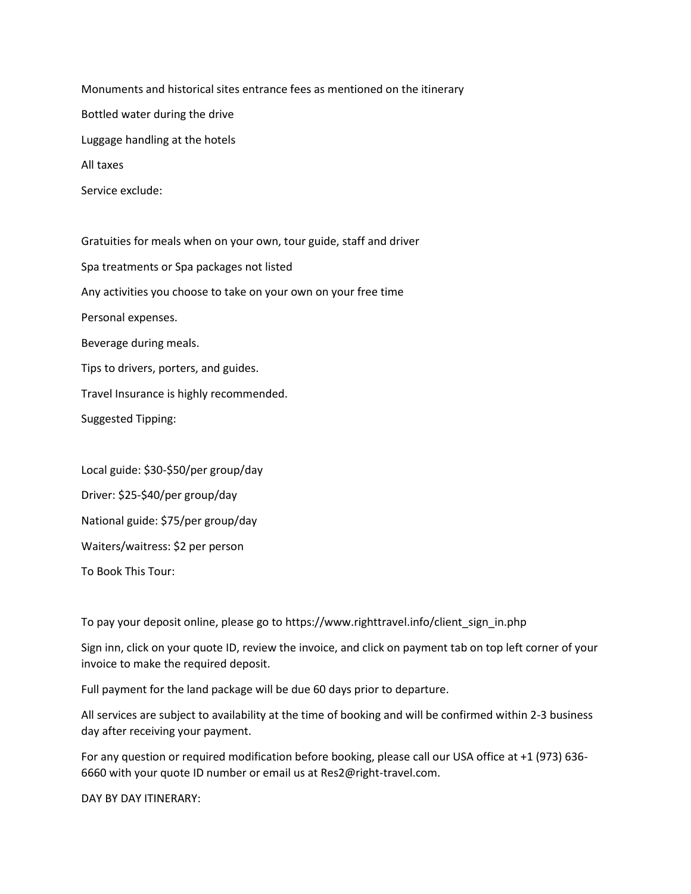Monuments and historical sites entrance fees as mentioned on the itinerary

Bottled water during the drive

Luggage handling at the hotels

All taxes

Service exclude:

Gratuities for meals when on your own, tour guide, staff and driver

Spa treatments or Spa packages not listed

Any activities you choose to take on your own on your free time

Personal expenses.

Beverage during meals.

Tips to drivers, porters, and guides.

Travel Insurance is highly recommended.

Suggested Tipping:

Local guide: $30-$50/per group/day

Driver: $25-$40/per group/day

National guide: $75/per group/day

Waiters/waitress: $2 per person

To Book This Tour:

To pay your deposit online, please go to https://www.righttravel.info/client_sign_in.php

Sign inn, click on your quote ID, review the invoice, and click on payment tab on top left corner of your invoice to make the required deposit.

Full payment for the land package will be due 60 days prior to departure.

All services are subject to availability at the time of booking and will be confirmed within 2-3 business day after receiving your payment.

For any question or required modification before booking, please call our USA office at +1 (973) 636-6660 with your quote ID number or email us at Res2@right-travel.com.

DAY BY DAY ITINERARY: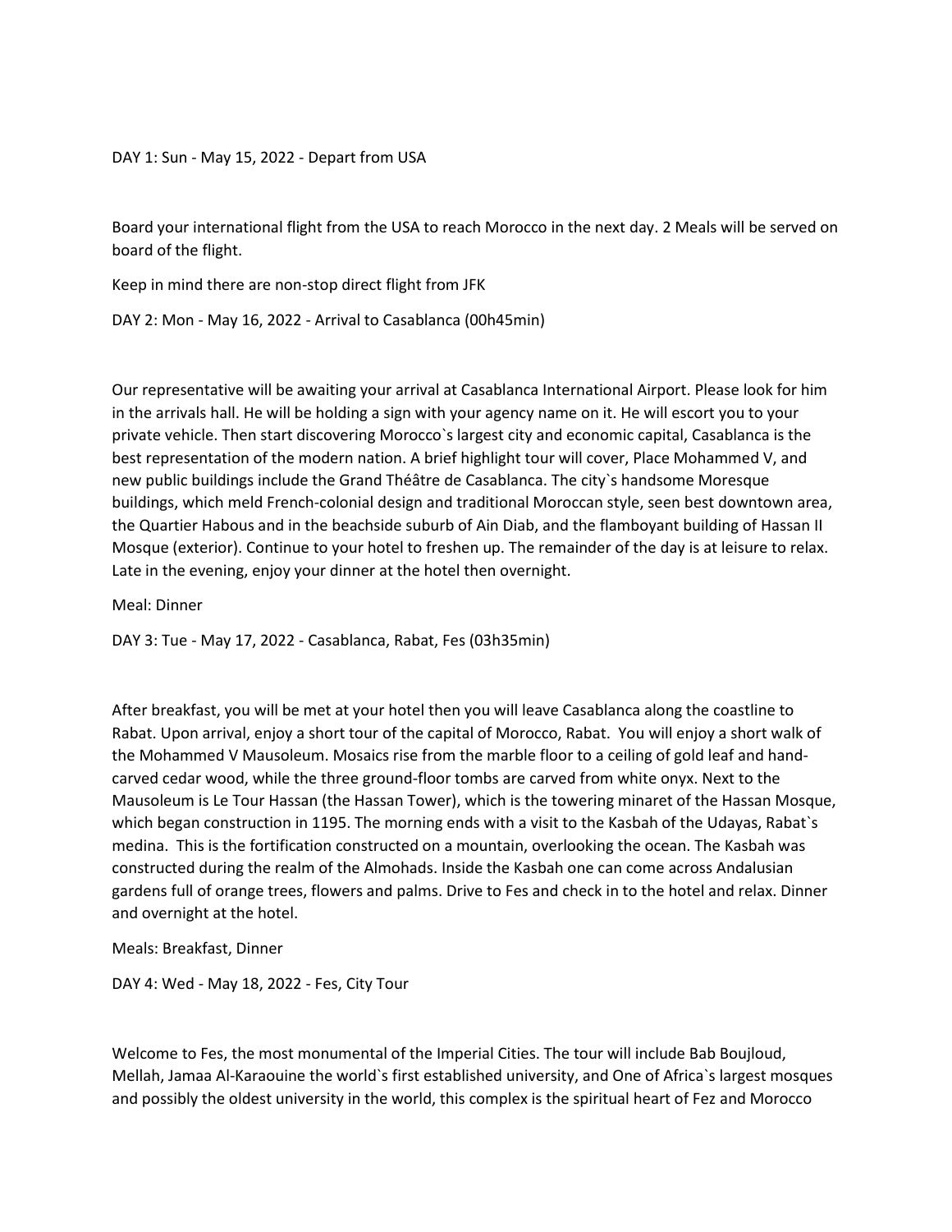DAY 1: Sun - May 15, 2022 - Depart from USA

Board your international flight from the USA to reach Morocco in the next day. 2 Meals will be served on board of the flight.

Keep in mind there are non-stop direct flight from JFK

DAY 2: Mon - May 16, 2022 - Arrival to Casablanca (00h45min)

Our representative will be awaiting your arrival at Casablanca International Airport. Please look for him in the arrivals hall. He will be holding a sign with your agency name on it. He will escort you to your private vehicle. Then start discovering Morocco`s largest city and economic capital, Casablanca is the best representation of the modern nation. A brief highlight tour will cover, Place Mohammed V, and new public buildings include the Grand Théâtre de Casablanca. The city`s handsome Moresque buildings, which meld French-colonial design and traditional Moroccan style, seen best downtown area, the Quartier Habous and in the beachside suburb of Ain Diab, and the flamboyant building of Hassan II Mosque (exterior). Continue to your hotel to freshen up. The remainder of the day is at leisure to relax. Late in the evening, enjoy your dinner at the hotel then overnight.

Meal: Dinner

DAY 3: Tue - May 17, 2022 - Casablanca, Rabat, Fes (03h35min)

After breakfast, you will be met at your hotel then you will leave Casablanca along the coastline to Rabat. Upon arrival, enjoy a short tour of the capital of Morocco, Rabat. You will enjoy a short walk of the Mohammed V Mausoleum. Mosaics rise from the marble floor to a ceiling of gold leaf and hand-carved cedar wood, while the three ground-floor tombs are carved from white onyx. Next to the Mausoleum is Le Tour Hassan (the Hassan Tower), which is the towering minaret of the Hassan Mosque, which began construction in 1195. The morning ends with a visit to the Kasbah of the Udayas, Rabat`s medina. This is the fortification constructed on a mountain, overlooking the ocean. The Kasbah was constructed during the realm of the Almohads. Inside the Kasbah one can come across Andalusian gardens full of orange trees, flowers and palms. Drive to Fes and check in to the hotel and relax. Dinner and overnight at the hotel.

Meals: Breakfast, Dinner

DAY 4: Wed - May 18, 2022 - Fes, City Tour

Welcome to Fes, the most monumental of the Imperial Cities. The tour will include Bab Boujloud, Mellah, Jamaa Al-Karaouine the world`s first established university, and One of Africa`s largest mosques and possibly the oldest university in the world, this complex is the spiritual heart of Fez and Morocco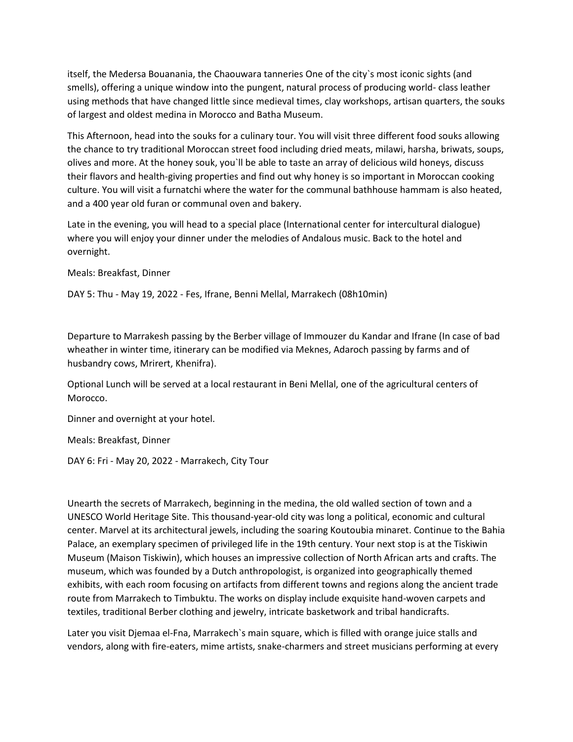itself, the Medersa Bouanania, the Chaouwara tanneries One of the city`s most iconic sights (and smells), offering a unique window into the pungent, natural process of producing world- class leather using methods that have changed little since medieval times, clay workshops, artisan quarters, the souks of largest and oldest medina in Morocco and Batha Museum.

This Afternoon, head into the souks for a culinary tour. You will visit three different food souks allowing the chance to try traditional Moroccan street food including dried meats, milawi, harsha, briwats, soups, olives and more. At the honey souk, you`ll be able to taste an array of delicious wild honeys, discuss their flavors and health-giving properties and find out why honey is so important in Moroccan cooking culture. You will visit a furnatchi where the water for the communal bathhouse hammam is also heated, and a 400 year old furan or communal oven and bakery.

Late in the evening, you will head to a special place (International center for intercultural dialogue) where you will enjoy your dinner under the melodies of Andalous music. Back to the hotel and overnight.

Meals: Breakfast, Dinner

DAY 5: Thu - May 19, 2022 - Fes, Ifrane, Benni Mellal, Marrakech (08h10min)

Departure to Marrakesh passing by the Berber village of Immouzer du Kandar and Ifrane (In case of bad wheather in winter time, itinerary can be modified via Meknes, Adaroch passing by farms and of husbandry cows, Mrirert, Khenifra).

Optional Lunch will be served at a local restaurant in Beni Mellal, one of the agricultural centers of Morocco.

Dinner and overnight at your hotel.

Meals: Breakfast, Dinner

DAY 6: Fri - May 20, 2022 - Marrakech, City Tour

Unearth the secrets of Marrakech, beginning in the medina, the old walled section of town and a UNESCO World Heritage Site. This thousand-year-old city was long a political, economic and cultural center. Marvel at its architectural jewels, including the soaring Koutoubia minaret. Continue to the Bahia Palace, an exemplary specimen of privileged life in the 19th century. Your next stop is at the Tiskiwin Museum (Maison Tiskiwin), which houses an impressive collection of North African arts and crafts. The museum, which was founded by a Dutch anthropologist, is organized into geographically themed exhibits, with each room focusing on artifacts from different towns and regions along the ancient trade route from Marrakech to Timbuktu. The works on display include exquisite hand-woven carpets and textiles, traditional Berber clothing and jewelry, intricate basketwork and tribal handicrafts.

Later you visit Djemaa el-Fna, Marrakech`s main square, which is filled with orange juice stalls and vendors, along with fire-eaters, mime artists, snake-charmers and street musicians performing at every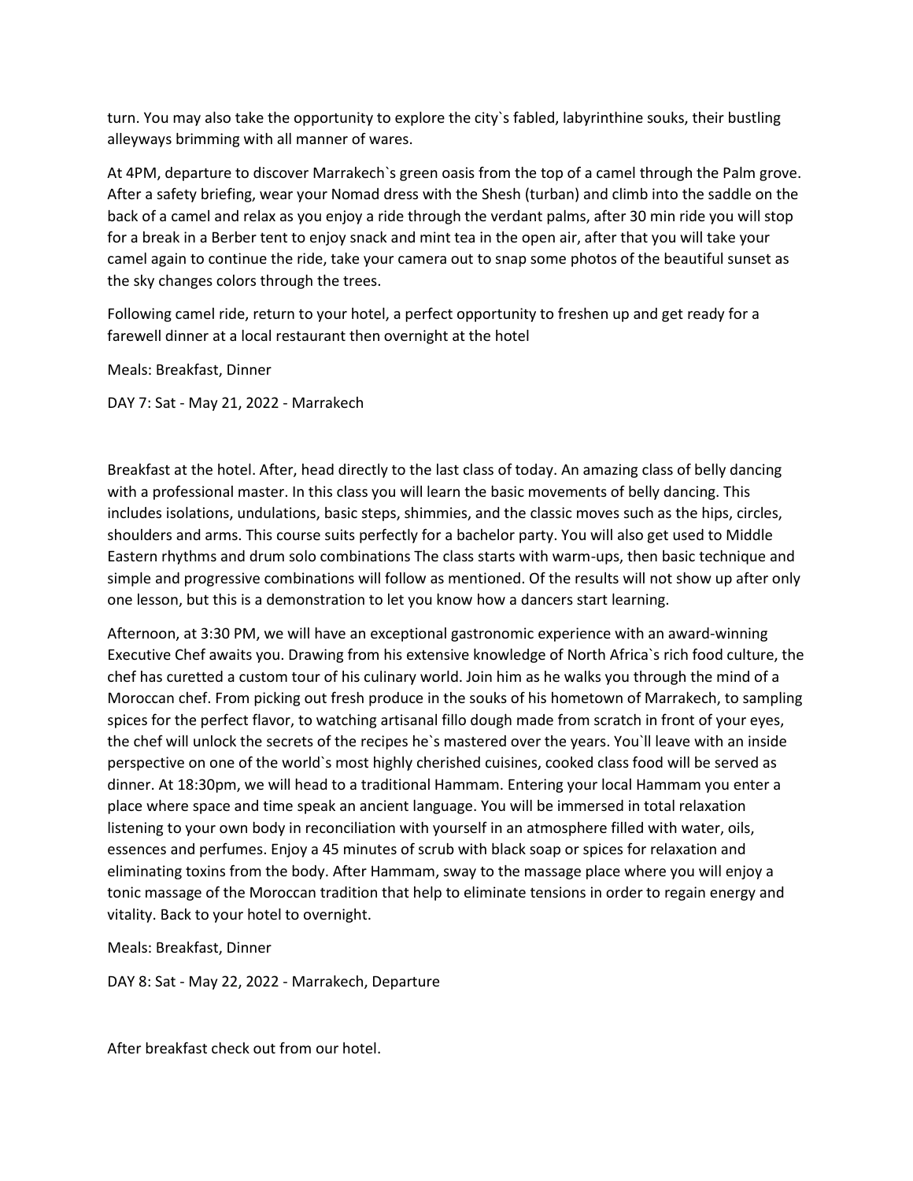turn. You may also take the opportunity to explore the city`s fabled, labyrinthine souks, their bustling alleyways brimming with all manner of wares.

At 4PM, departure to discover Marrakech`s green oasis from the top of a camel through the Palm grove. After a safety briefing, wear your Nomad dress with the Shesh (turban) and climb into the saddle on the back of a camel and relax as you enjoy a ride through the verdant palms, after 30 min ride you will stop for a break in a Berber tent to enjoy snack and mint tea in the open air, after that you will take your camel again to continue the ride, take your camera out to snap some photos of the beautiful sunset as the sky changes colors through the trees.

Following camel ride, return to your hotel, a perfect opportunity to freshen up and get ready for a farewell dinner at a local restaurant then overnight at the hotel

Meals: Breakfast, Dinner

DAY 7: Sat - May 21, 2022 - Marrakech

Breakfast at the hotel. After, head directly to the last class of today. An amazing class of belly dancing with a professional master. In this class you will learn the basic movements of belly dancing. This includes isolations, undulations, basic steps, shimmies, and the classic moves such as the hips, circles, shoulders and arms. This course suits perfectly for a bachelor party. You will also get used to Middle Eastern rhythms and drum solo combinations The class starts with warm-ups, then basic technique and simple and progressive combinations will follow as mentioned. Of the results will not show up after only one lesson, but this is a demonstration to let you know how a dancers start learning.

Afternoon, at 3:30 PM, we will have an exceptional gastronomic experience with an award-winning Executive Chef awaits you. Drawing from his extensive knowledge of North Africa`s rich food culture, the chef has curetted a custom tour of his culinary world. Join him as he walks you through the mind of a Moroccan chef. From picking out fresh produce in the souks of his hometown of Marrakech, to sampling spices for the perfect flavor, to watching artisanal fillo dough made from scratch in front of your eyes, the chef will unlock the secrets of the recipes he`s mastered over the years. You`ll leave with an inside perspective on one of the world`s most highly cherished cuisines, cooked class food will be served as dinner. At 18:30pm, we will head to a traditional Hammam. Entering your local Hammam you enter a place where space and time speak an ancient language. You will be immersed in total relaxation listening to your own body in reconciliation with yourself in an atmosphere filled with water, oils, essences and perfumes. Enjoy a 45 minutes of scrub with black soap or spices for relaxation and eliminating toxins from the body. After Hammam, sway to the massage place where you will enjoy a tonic massage of the Moroccan tradition that help to eliminate tensions in order to regain energy and vitality. Back to your hotel to overnight.

Meals: Breakfast, Dinner

DAY 8: Sat - May 22, 2022 - Marrakech, Departure

After breakfast check out from our hotel.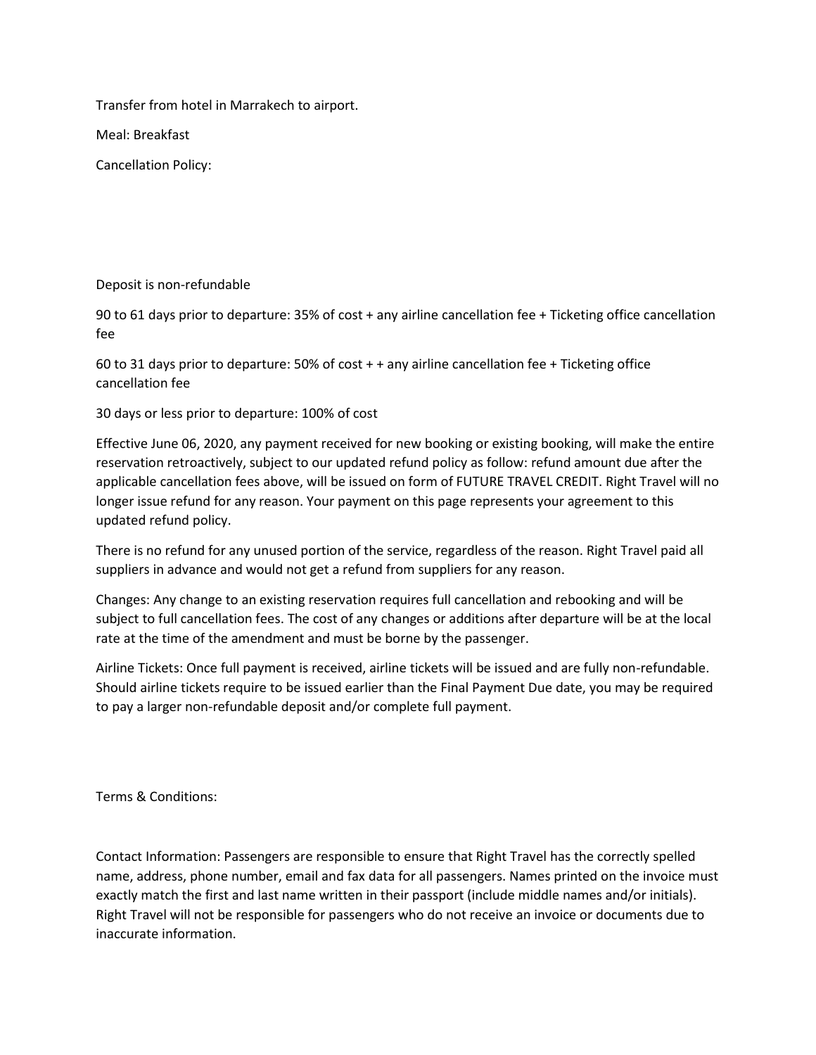Transfer from hotel in Marrakech to airport.

Meal: Breakfast

Cancellation Policy:

Deposit is non-refundable

90 to 61 days prior to departure: 35% of cost + any airline cancellation fee + Ticketing office cancellation fee

60 to 31 days prior to departure: 50% of cost + + any airline cancellation fee + Ticketing office cancellation fee

30 days or less prior to departure: 100% of cost

Effective June 06, 2020, any payment received for new booking or existing booking, will make the entire reservation retroactively, subject to our updated refund policy as follow: refund amount due after the applicable cancellation fees above, will be issued on form of FUTURE TRAVEL CREDIT. Right Travel will no longer issue refund for any reason. Your payment on this page represents your agreement to this updated refund policy.

There is no refund for any unused portion of the service, regardless of the reason. Right Travel paid all suppliers in advance and would not get a refund from suppliers for any reason.

Changes: Any change to an existing reservation requires full cancellation and rebooking and will be subject to full cancellation fees. The cost of any changes or additions after departure will be at the local rate at the time of the amendment and must be borne by the passenger.

Airline Tickets: Once full payment is received, airline tickets will be issued and are fully non-refundable. Should airline tickets require to be issued earlier than the Final Payment Due date, you may be required to pay a larger non-refundable deposit and/or complete full payment.

Terms & Conditions:

Contact Information: Passengers are responsible to ensure that Right Travel has the correctly spelled name, address, phone number, email and fax data for all passengers. Names printed on the invoice must exactly match the first and last name written in their passport (include middle names and/or initials). Right Travel will not be responsible for passengers who do not receive an invoice or documents due to inaccurate information.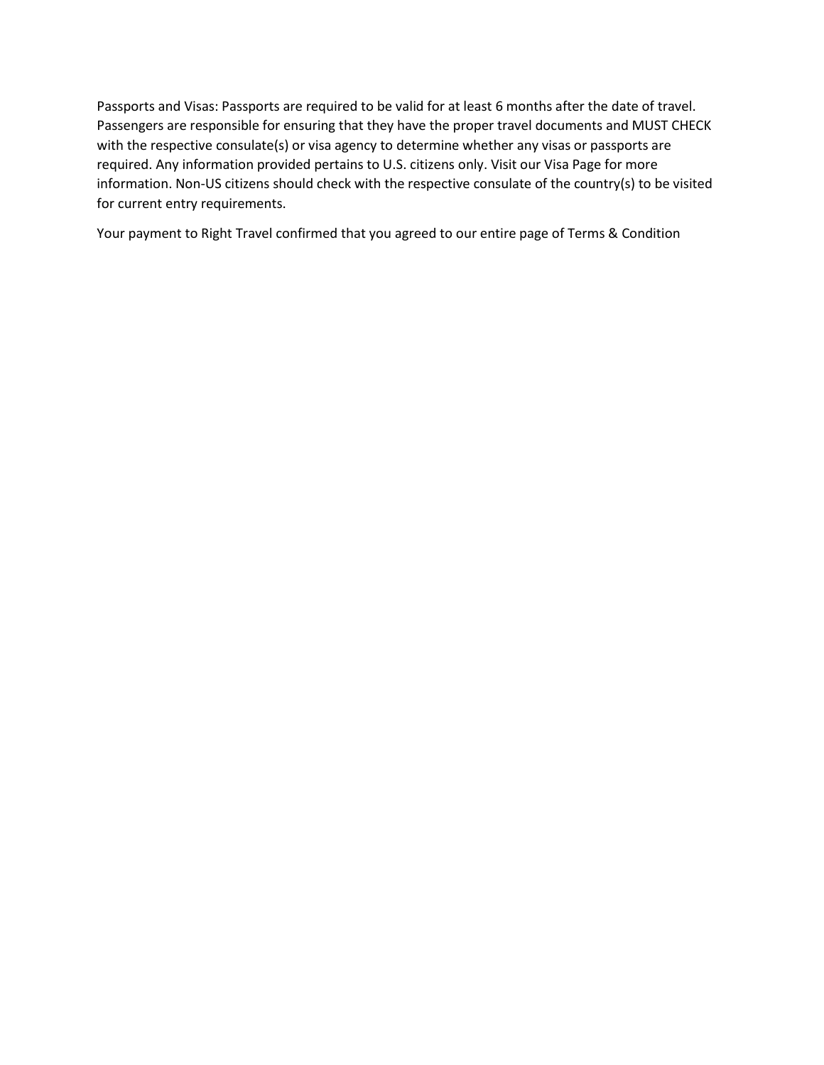Passports and Visas: Passports are required to be valid for at least 6 months after the date of travel. Passengers are responsible for ensuring that they have the proper travel documents and MUST CHECK with the respective consulate(s) or visa agency to determine whether any visas or passports are required. Any information provided pertains to U.S. citizens only. Visit our Visa Page for more information. Non-US citizens should check with the respective consulate of the country(s) to be visited for current entry requirements.

Your payment to Right Travel confirmed that you agreed to our entire page of Terms & Condition